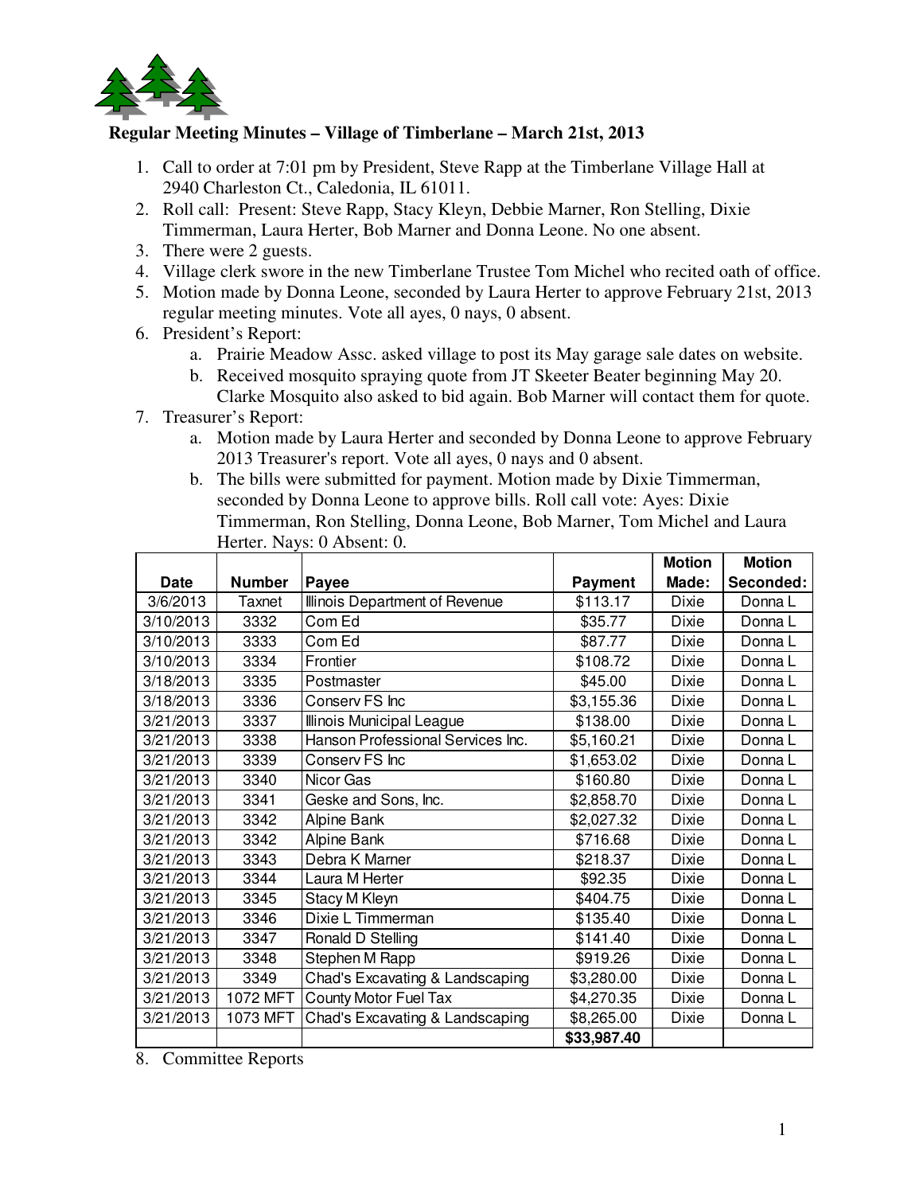**Regular Meeting Minutes – Village of Timberlane – March 21st, 2013**

1. Call to order at 7:01 pm by President, Steve Rapp at the Timberlane Village Hall at 2940 Charleston Ct., Caledonia, IL 61011.
2. Roll call: Present: Steve Rapp, Stacy Kleyn, Debbie Marner, Ron Stelling, Dixie Timmerman, Laura Herter, Bob Marner and Donna Leone. No one absent.
3. There were 2 guests.
4. Village clerk swore in the new Timberlane Trustee Tom Michel who recited oath of office.
5. Motion made by Donna Leone, seconded by Laura Herter to approve February 21st, 2013 regular meeting minutes. Vote all ayes, 0 nays, 0 absent.
6. President's Report:
   a. Prairie Meadow Assc. asked village to post its May garage sale dates on website.
   b. Received mosquito spraying quote from JT Skeeter Beater beginning May 20. Clarke Mosquito also asked to bid again. Bob Marner will contact them for quote.
7. Treasurer's Report:
   a. Motion made by Laura Herter and seconded by Donna Leone to approve February 2013 Treasurer's report. Vote all ayes, 0 nays and 0 absent.
   b. The bills were submitted for payment. Motion made by Dixie Timmerman, seconded by Donna Leone to approve bills. Roll call vote: Ayes: Dixie Timmerman, Ron Stelling, Donna Leone, Bob Marner, Tom Michel and Laura Herter. Nays: 0 Absent: 0.

| Date | Number | Payee | Payment | Motion Made: | Motion Seconded: |
|---|---|---|---|---|---|
| 3/6/2013 | Taxnet | Illinois Department of Revenue | $113.17 | Dixie | Donna L |
| 3/10/2013 | 3332 | Com Ed | $35.77 | Dixie | Donna L |
| 3/10/2013 | 3333 | Com Ed | $87.77 | Dixie | Donna L |
| 3/10/2013 | 3334 | Frontier | $108.72 | Dixie | Donna L |
| 3/18/2013 | 3335 | Postmaster | $45.00 | Dixie | Donna L |
| 3/18/2013 | 3336 | Conserv FS Inc | $3,155.36 | Dixie | Donna L |
| 3/21/2013 | 3337 | Illinois Municipal League | $138.00 | Dixie | Donna L |
| 3/21/2013 | 3338 | Hanson Professional Services Inc. | $5,160.21 | Dixie | Donna L |
| 3/21/2013 | 3339 | Conserv FS Inc | $1,653.02 | Dixie | Donna L |
| 3/21/2013 | 3340 | Nicor Gas | $160.80 | Dixie | Donna L |
| 3/21/2013 | 3341 | Geske and Sons, Inc. | $2,858.70 | Dixie | Donna L |
| 3/21/2013 | 3342 | Alpine Bank | $2,027.32 | Dixie | Donna L |
| 3/21/2013 | 3342 | Alpine Bank | $716.68 | Dixie | Donna L |
| 3/21/2013 | 3343 | Debra K Marner | $218.37 | Dixie | Donna L |
| 3/21/2013 | 3344 | Laura M Herter | $92.35 | Dixie | Donna L |
| 3/21/2013 | 3345 | Stacy M Kleyn | $404.75 | Dixie | Donna L |
| 3/21/2013 | 3346 | Dixie L Timmerman | $135.40 | Dixie | Donna L |
| 3/21/2013 | 3347 | Ronald D Stelling | $141.40 | Dixie | Donna L |
| 3/21/2013 | 3348 | Stephen M Rapp | $919.26 | Dixie | Donna L |
| 3/21/2013 | 3349 | Chad's Excavating & Landscaping | $3,280.00 | Dixie | Donna L |
| 3/21/2013 | 1072 MFT | County Motor Fuel Tax | $4,270.35 | Dixie | Donna L |
| 3/21/2013 | 1073 MFT | Chad's Excavating & Landscaping | $8,265.00 | Dixie | Donna L |
| | | | **$33,987.40** | | |

8. Committee Reports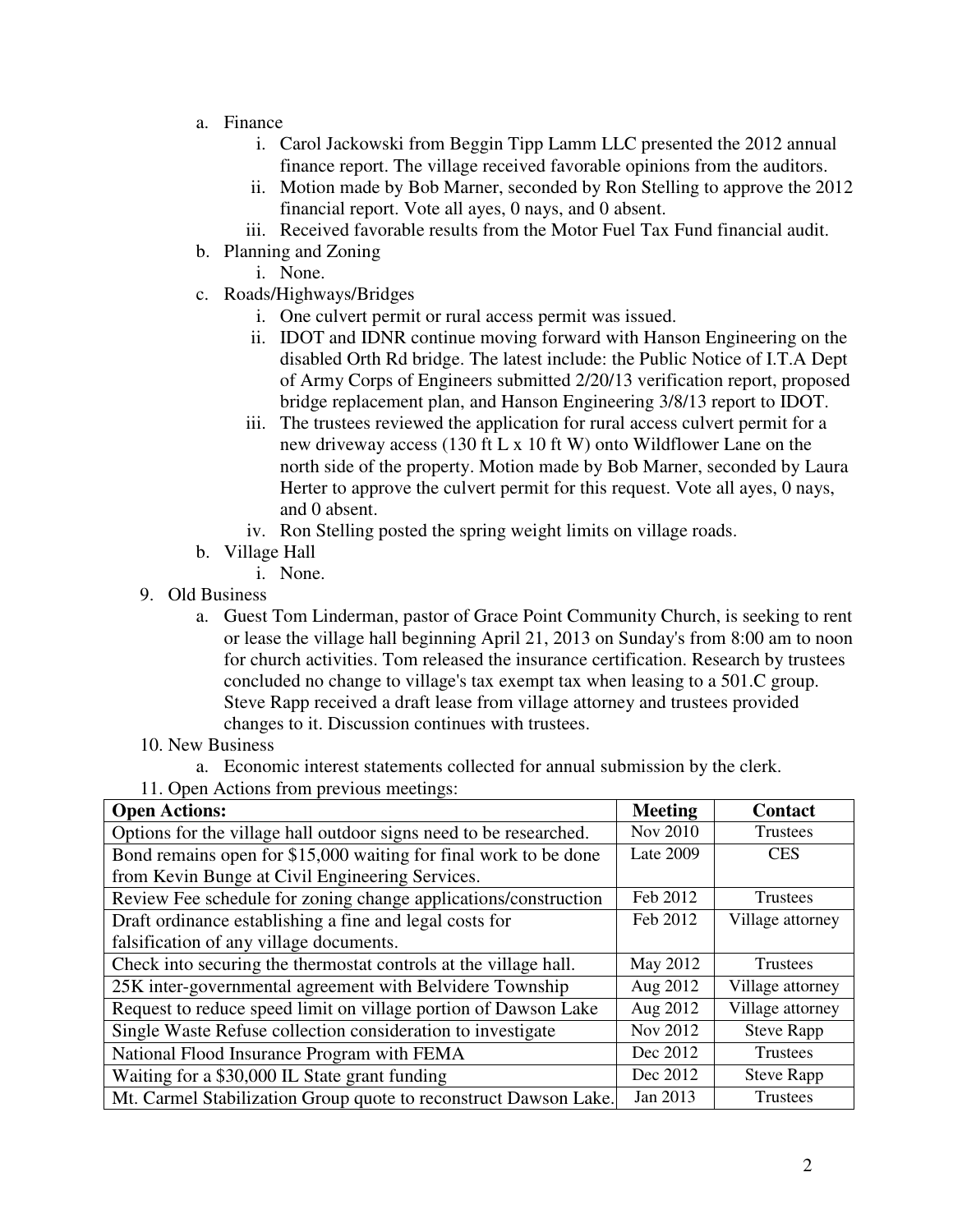a. Finance
    i. Carol Jackowski from Beggin Tipp Lamm LLC presented the 2012 annual finance report. The village received favorable opinions from the auditors.
    ii. Motion made by Bob Marner, seconded by Ron Stelling to approve the 2012 financial report. Vote all ayes, 0 nays, and 0 absent.
    iii. Received favorable results from the Motor Fuel Tax Fund financial audit.

b. Planning and Zoning
    i. None.

c. Roads/Highways/Bridges
    i. One culvert permit or rural access permit was issued.
    ii. IDOT and IDNR continue moving forward with Hanson Engineering on the disabled Orth Rd bridge. The latest include: the Public Notice of I.T.A Dept of Army Corps of Engineers submitted 2/20/13 verification report, proposed bridge replacement plan, and Hanson Engineering 3/8/13 report to IDOT.
    iii. The trustees reviewed the application for rural access culvert permit for a new driveway access (130 ft L x 10 ft W) onto Wildflower Lane on the north side of the property. Motion made by Bob Marner, seconded by Laura Herter to approve the culvert permit for this request. Vote all ayes, 0 nays, and 0 absent.
    iv. Ron Stelling posted the spring weight limits on village roads.

b. Village Hall
    i. None.

9. Old Business
    a. Guest Tom Linderman, pastor of Grace Point Community Church, is seeking to rent or lease the village hall beginning April 21, 2013 on Sunday's from 8:00 am to noon for church activities. Tom released the insurance certification. Research by trustees concluded no change to village's tax exempt tax when leasing to a 501.C group. Steve Rapp received a draft lease from village attorney and trustees provided changes to it. Discussion continues with trustees.

10. New Business
    a. Economic interest statements collected for annual submission by the clerk.

11. Open Actions from previous meetings:

| Open Actions: | Meeting | Contact |
|---|---|---|
| Options for the village hall outdoor signs need to be researched. | Nov 2010 | Trustees |
| Bond remains open for $15,000 waiting for final work to be done from Kevin Bunge at Civil Engineering Services. | Late 2009 | CES |
| Review Fee schedule for zoning change applications/construction | Feb 2012 | Trustees |
| Draft ordinance establishing a fine and legal costs for falsification of any village documents. | Feb 2012 | Village attorney |
| Check into securing the thermostat controls at the village hall. | May 2012 | Trustees |
| 25K inter-governmental agreement with Belvidere Township | Aug 2012 | Village attorney |
| Request to reduce speed limit on village portion of Dawson Lake | Aug 2012 | Village attorney |
| Single Waste Refuse collection consideration to investigate | Nov 2012 | Steve Rapp |
| National Flood Insurance Program with FEMA | Dec 2012 | Trustees |
| Waiting for a $30,000 IL State grant funding | Dec 2012 | Steve Rapp |
| Mt. Carmel Stabilization Group quote to reconstruct Dawson Lake. | Jan 2013 | Trustees |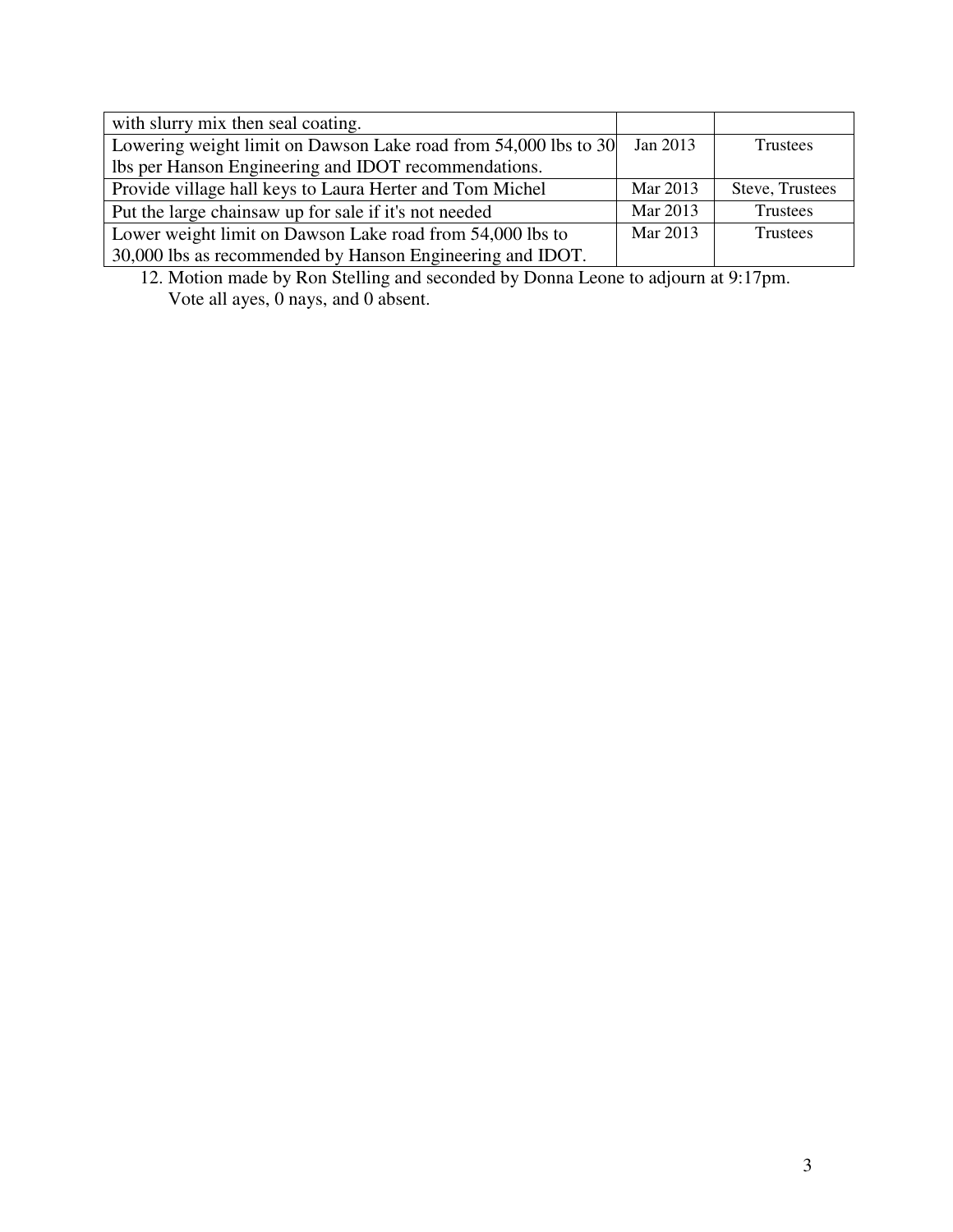| | | |
|---|---|---|
| with slurry mix then seal coating. | | |
| Lowering weight limit on Dawson Lake road from 54,000 lbs to 30 lbs per Hanson Engineering and IDOT recommendations. | Jan 2013 | Trustees |
| Provide village hall keys to Laura Herter and Tom Michel | Mar 2013 | Steve, Trustees |
| Put the large chainsaw up for sale if it's not needed | Mar 2013 | Trustees |
| Lower weight limit on Dawson Lake road from 54,000 lbs to 30,000 lbs as recommended by Hanson Engineering and IDOT. | Mar 2013 | Trustees |

12. Motion made by Ron Stelling and seconded by Donna Leone to adjourn at 9:17pm. Vote all ayes, 0 nays, and 0 absent.